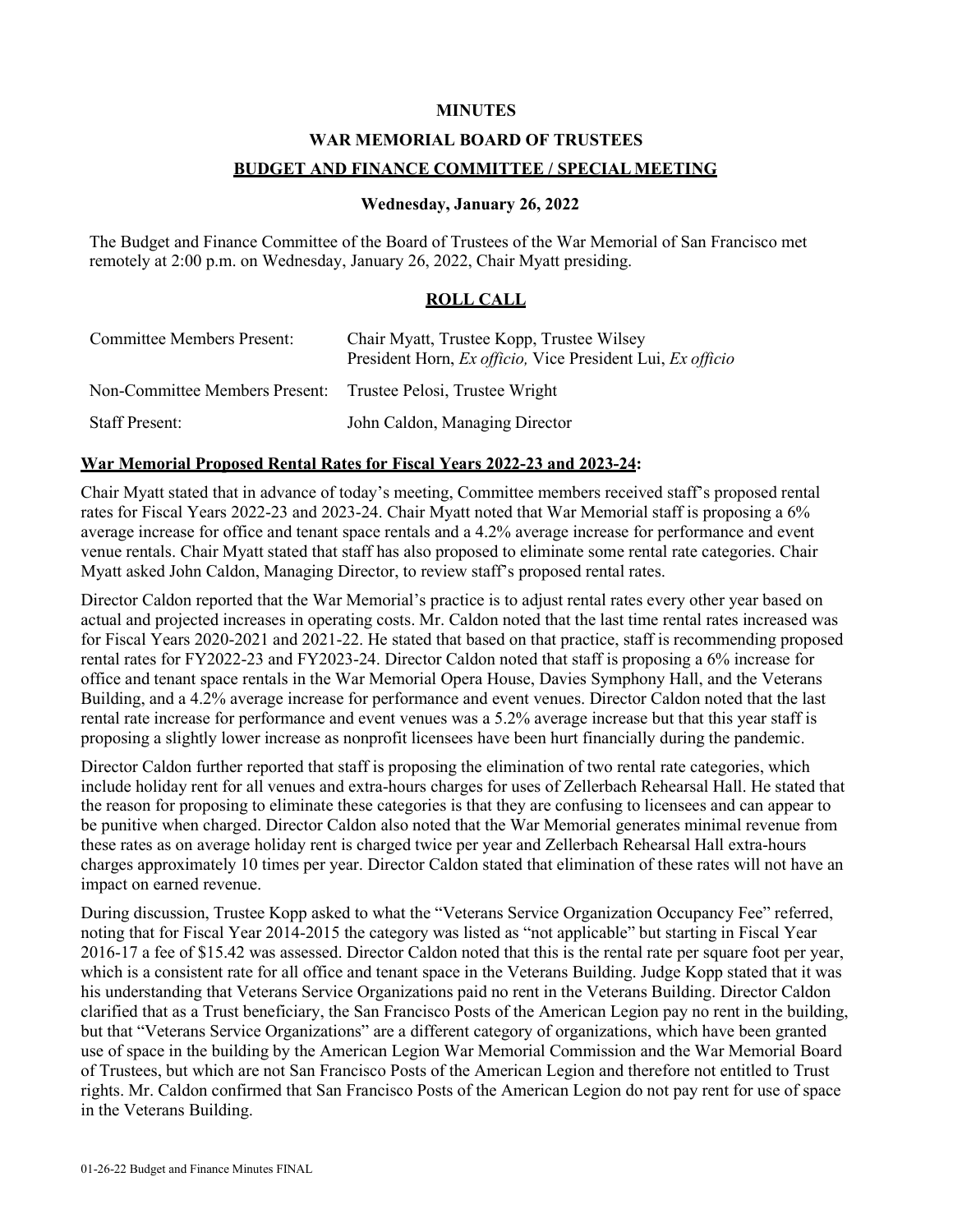# MINUTES

# WAR MEMORIAL BOARD OF TRUSTEES

## BUDGET AND FINANCE COMMITTEE / SPECIAL MEETING

**Wednesday, January 26, 2022**

The Budget and Finance Committee of the Board of Trustees of the War Memorial of San Francisco met remotely at 2:00 p.m. on Wednesday, January 26, 2022, Chair Myatt presiding.

## ROLL CALL

| | |
|---|---|
| Committee Members Present: | Chair Myatt, Trustee Kopp, Trustee Wilsey<br>President Horn, *Ex officio,* Vice President Lui, *Ex officio* |
| Non-Committee Members Present: | Trustee Pelosi, Trustee Wright |
| Staff Present: | John Caldon, Managing Director |

**War Memorial Proposed Rental Rates for Fiscal Years 2022-23 and 2023-24:**

Chair Myatt stated that in advance of today's meeting, Committee members received staff's proposed rental rates for Fiscal Years 2022-23 and 2023-24. Chair Myatt noted that War Memorial staff is proposing a 6% average increase for office and tenant space rentals and a 4.2% average increase for performance and event venue rentals. Chair Myatt stated that staff has also proposed to eliminate some rental rate categories. Chair Myatt asked John Caldon, Managing Director, to review staff's proposed rental rates.

Director Caldon reported that the War Memorial's practice is to adjust rental rates every other year based on actual and projected increases in operating costs. Mr. Caldon noted that the last time rental rates increased was for Fiscal Years 2020-2021 and 2021-22. He stated that based on that practice, staff is recommending proposed rental rates for FY2022-23 and FY2023-24. Director Caldon noted that staff is proposing a 6% increase for office and tenant space rentals in the War Memorial Opera House, Davies Symphony Hall, and the Veterans Building, and a 4.2% average increase for performance and event venues. Director Caldon noted that the last rental rate increase for performance and event venues was a 5.2% average increase but that this year staff is proposing a slightly lower increase as nonprofit licensees have been hurt financially during the pandemic.

Director Caldon further reported that staff is proposing the elimination of two rental rate categories, which include holiday rent for all venues and extra-hours charges for uses of Zellerbach Rehearsal Hall. He stated that the reason for proposing to eliminate these categories is that they are confusing to licensees and can appear to be punitive when charged. Director Caldon also noted that the War Memorial generates minimal revenue from these rates as on average holiday rent is charged twice per year and Zellerbach Rehearsal Hall extra-hours charges approximately 10 times per year. Director Caldon stated that elimination of these rates will not have an impact on earned revenue.

During discussion, Trustee Kopp asked to what the "Veterans Service Organization Occupancy Fee" referred, noting that for Fiscal Year 2014-2015 the category was listed as "not applicable" but starting in Fiscal Year 2016-17 a fee of $15.42 was assessed. Director Caldon noted that this is the rental rate per square foot per year, which is a consistent rate for all office and tenant space in the Veterans Building. Judge Kopp stated that it was his understanding that Veterans Service Organizations paid no rent in the Veterans Building. Director Caldon clarified that as a Trust beneficiary, the San Francisco Posts of the American Legion pay no rent in the building, but that "Veterans Service Organizations" are a different category of organizations, which have been granted use of space in the building by the American Legion War Memorial Commission and the War Memorial Board of Trustees, but which are not San Francisco Posts of the American Legion and therefore not entitled to Trust rights. Mr. Caldon confirmed that San Francisco Posts of the American Legion do not pay rent for use of space in the Veterans Building.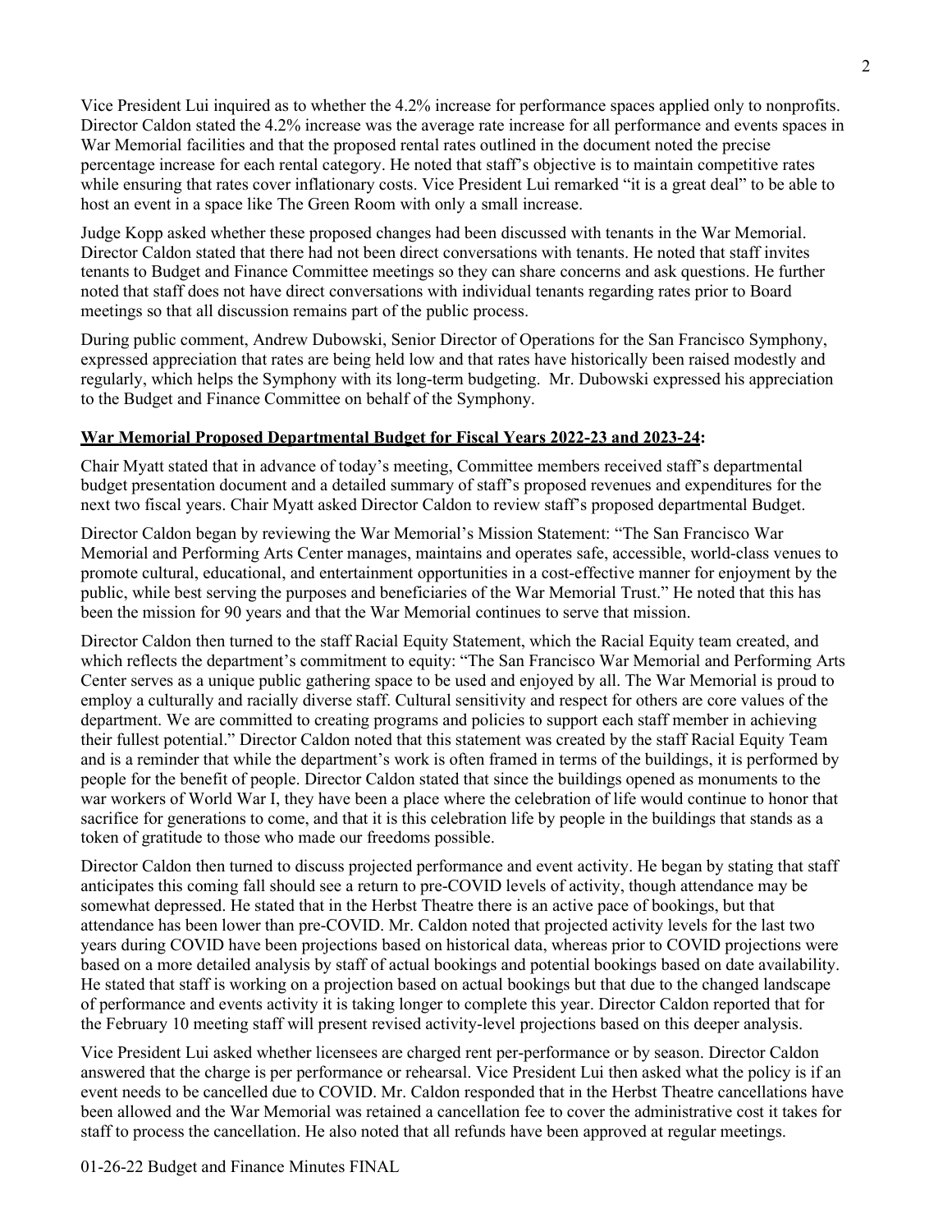Vice President Lui inquired as to whether the 4.2% increase for performance spaces applied only to nonprofits. Director Caldon stated the 4.2% increase was the average rate increase for all performance and events spaces in War Memorial facilities and that the proposed rental rates outlined in the document noted the precise percentage increase for each rental category. He noted that staff's objective is to maintain competitive rates while ensuring that rates cover inflationary costs. Vice President Lui remarked "it is a great deal" to be able to host an event in a space like The Green Room with only a small increase.

Judge Kopp asked whether these proposed changes had been discussed with tenants in the War Memorial. Director Caldon stated that there had not been direct conversations with tenants. He noted that staff invites tenants to Budget and Finance Committee meetings so they can share concerns and ask questions. He further noted that staff does not have direct conversations with individual tenants regarding rates prior to Board meetings so that all discussion remains part of the public process.

During public comment, Andrew Dubowski, Senior Director of Operations for the San Francisco Symphony, expressed appreciation that rates are being held low and that rates have historically been raised modestly and regularly, which helps the Symphony with its long-term budgeting. Mr. Dubowski expressed his appreciation to the Budget and Finance Committee on behalf of the Symphony.

**War Memorial Proposed Departmental Budget for Fiscal Years 2022-23 and 2023-24:**

Chair Myatt stated that in advance of today's meeting, Committee members received staff's departmental budget presentation document and a detailed summary of staff's proposed revenues and expenditures for the next two fiscal years. Chair Myatt asked Director Caldon to review staff's proposed departmental Budget.

Director Caldon began by reviewing the War Memorial's Mission Statement: "The San Francisco War Memorial and Performing Arts Center manages, maintains and operates safe, accessible, world-class venues to promote cultural, educational, and entertainment opportunities in a cost-effective manner for enjoyment by the public, while best serving the purposes and beneficiaries of the War Memorial Trust." He noted that this has been the mission for 90 years and that the War Memorial continues to serve that mission.

Director Caldon then turned to the staff Racial Equity Statement, which the Racial Equity team created, and which reflects the department's commitment to equity: "The San Francisco War Memorial and Performing Arts Center serves as a unique public gathering space to be used and enjoyed by all. The War Memorial is proud to employ a culturally and racially diverse staff. Cultural sensitivity and respect for others are core values of the department. We are committed to creating programs and policies to support each staff member in achieving their fullest potential." Director Caldon noted that this statement was created by the staff Racial Equity Team and is a reminder that while the department's work is often framed in terms of the buildings, it is performed by people for the benefit of people. Director Caldon stated that since the buildings opened as monuments to the war workers of World War I, they have been a place where the celebration of life would continue to honor that sacrifice for generations to come, and that it is this celebration life by people in the buildings that stands as a token of gratitude to those who made our freedoms possible.

Director Caldon then turned to discuss projected performance and event activity. He began by stating that staff anticipates this coming fall should see a return to pre-COVID levels of activity, though attendance may be somewhat depressed. He stated that in the Herbst Theatre there is an active pace of bookings, but that attendance has been lower than pre-COVID. Mr. Caldon noted that projected activity levels for the last two years during COVID have been projections based on historical data, whereas prior to COVID projections were based on a more detailed analysis by staff of actual bookings and potential bookings based on date availability. He stated that staff is working on a projection based on actual bookings but that due to the changed landscape of performance and events activity it is taking longer to complete this year. Director Caldon reported that for the February 10 meeting staff will present revised activity-level projections based on this deeper analysis.

Vice President Lui asked whether licensees are charged rent per-performance or by season. Director Caldon answered that the charge is per performance or rehearsal. Vice President Lui then asked what the policy is if an event needs to be cancelled due to COVID. Mr. Caldon responded that in the Herbst Theatre cancellations have been allowed and the War Memorial was retained a cancellation fee to cover the administrative cost it takes for staff to process the cancellation. He also noted that all refunds have been approved at regular meetings.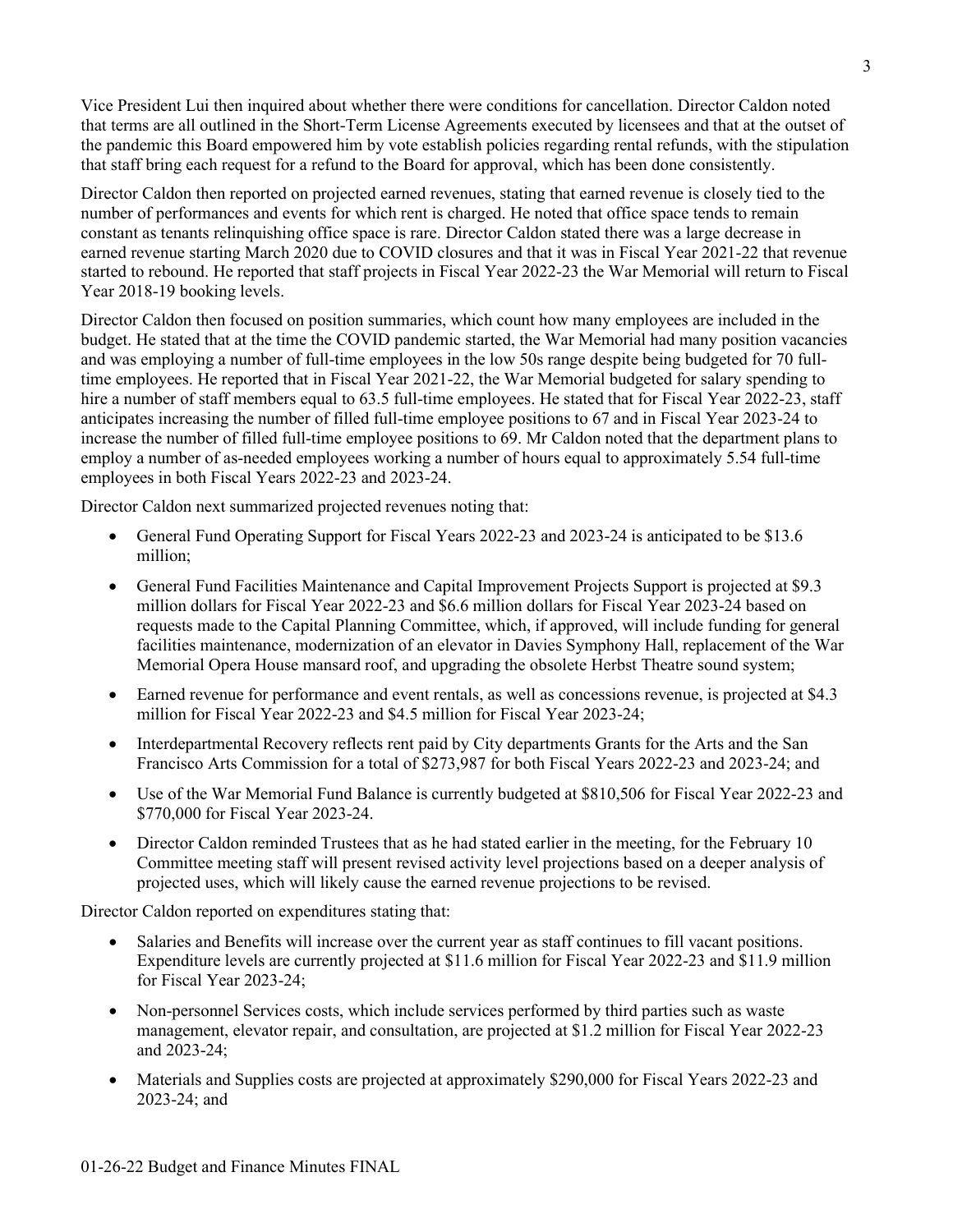Vice President Lui then inquired about whether there were conditions for cancellation. Director Caldon noted that terms are all outlined in the Short-Term License Agreements executed by licensees and that at the outset of the pandemic this Board empowered him by vote establish policies regarding rental refunds, with the stipulation that staff bring each request for a refund to the Board for approval, which has been done consistently.

Director Caldon then reported on projected earned revenues, stating that earned revenue is closely tied to the number of performances and events for which rent is charged. He noted that office space tends to remain constant as tenants relinquishing office space is rare. Director Caldon stated there was a large decrease in earned revenue starting March 2020 due to COVID closures and that it was in Fiscal Year 2021-22 that revenue started to rebound. He reported that staff projects in Fiscal Year 2022-23 the War Memorial will return to Fiscal Year 2018-19 booking levels.

Director Caldon then focused on position summaries, which count how many employees are included in the budget. He stated that at the time the COVID pandemic started, the War Memorial had many position vacancies and was employing a number of full-time employees in the low 50s range despite being budgeted for 70 full-time employees. He reported that in Fiscal Year 2021-22, the War Memorial budgeted for salary spending to hire a number of staff members equal to 63.5 full-time employees. He stated that for Fiscal Year 2022-23, staff anticipates increasing the number of filled full-time employee positions to 67 and in Fiscal Year 2023-24 to increase the number of filled full-time employee positions to 69. Mr Caldon noted that the department plans to employ a number of as-needed employees working a number of hours equal to approximately 5.54 full-time employees in both Fiscal Years 2022-23 and 2023-24.

Director Caldon next summarized projected revenues noting that:

- General Fund Operating Support for Fiscal Years 2022-23 and 2023-24 is anticipated to be $13.6 million;
- General Fund Facilities Maintenance and Capital Improvement Projects Support is projected at $9.3 million dollars for Fiscal Year 2022-23 and $6.6 million dollars for Fiscal Year 2023-24 based on requests made to the Capital Planning Committee, which, if approved, will include funding for general facilities maintenance, modernization of an elevator in Davies Symphony Hall, replacement of the War Memorial Opera House mansard roof, and upgrading the obsolete Herbst Theatre sound system;
- Earned revenue for performance and event rentals, as well as concessions revenue, is projected at $4.3 million for Fiscal Year 2022-23 and $4.5 million for Fiscal Year 2023-24;
- Interdepartmental Recovery reflects rent paid by City departments Grants for the Arts and the San Francisco Arts Commission for a total of $273,987 for both Fiscal Years 2022-23 and 2023-24; and
- Use of the War Memorial Fund Balance is currently budgeted at $810,506 for Fiscal Year 2022-23 and $770,000 for Fiscal Year 2023-24.
- Director Caldon reminded Trustees that as he had stated earlier in the meeting, for the February 10 Committee meeting staff will present revised activity level projections based on a deeper analysis of projected uses, which will likely cause the earned revenue projections to be revised.

Director Caldon reported on expenditures stating that:

- Salaries and Benefits will increase over the current year as staff continues to fill vacant positions. Expenditure levels are currently projected at $11.6 million for Fiscal Year 2022-23 and $11.9 million for Fiscal Year 2023-24;
- Non-personnel Services costs, which include services performed by third parties such as waste management, elevator repair, and consultation, are projected at $1.2 million for Fiscal Year 2022-23 and 2023-24;
- Materials and Supplies costs are projected at approximately $290,000 for Fiscal Years 2022-23 and 2023-24; and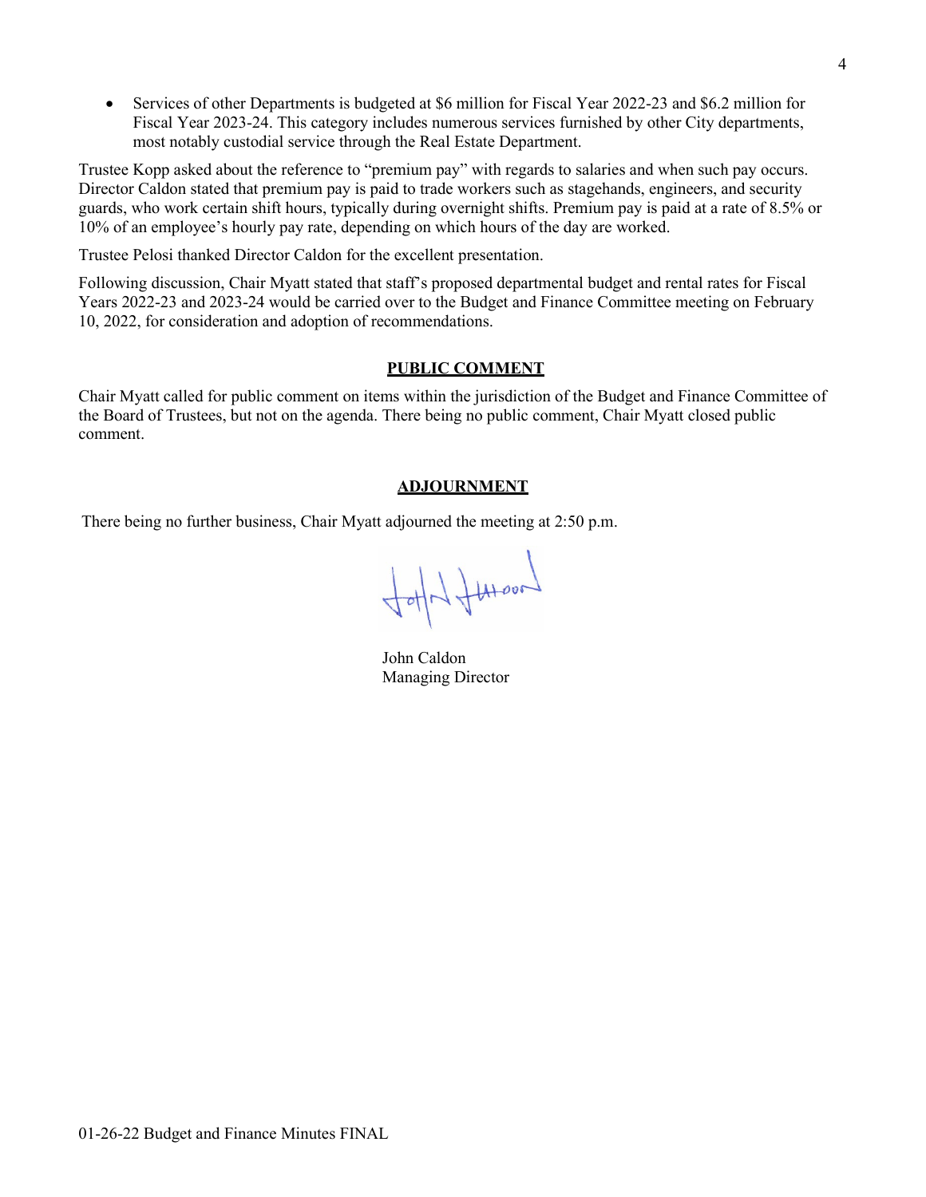- Services of other Departments is budgeted at $6 million for Fiscal Year 2022-23 and $6.2 million for Fiscal Year 2023-24. This category includes numerous services furnished by other City departments, most notably custodial service through the Real Estate Department.

Trustee Kopp asked about the reference to "premium pay" with regards to salaries and when such pay occurs. Director Caldon stated that premium pay is paid to trade workers such as stagehands, engineers, and security guards, who work certain shift hours, typically during overnight shifts. Premium pay is paid at a rate of 8.5% or 10% of an employee's hourly pay rate, depending on which hours of the day are worked.

Trustee Pelosi thanked Director Caldon for the excellent presentation.

Following discussion, Chair Myatt stated that staff's proposed departmental budget and rental rates for Fiscal Years 2022-23 and 2023-24 would be carried over to the Budget and Finance Committee meeting on February 10, 2022, for consideration and adoption of recommendations.

## PUBLIC COMMENT

Chair Myatt called for public comment on items within the jurisdiction of the Budget and Finance Committee of the Board of Trustees, but not on the agenda. There being no public comment, Chair Myatt closed public comment.

## ADJOURNMENT

There being no further business, Chair Myatt adjourned the meeting at 2:50 p.m.

John Caldon
Managing Director

01-26-22 Budget and Finance Minutes FINAL